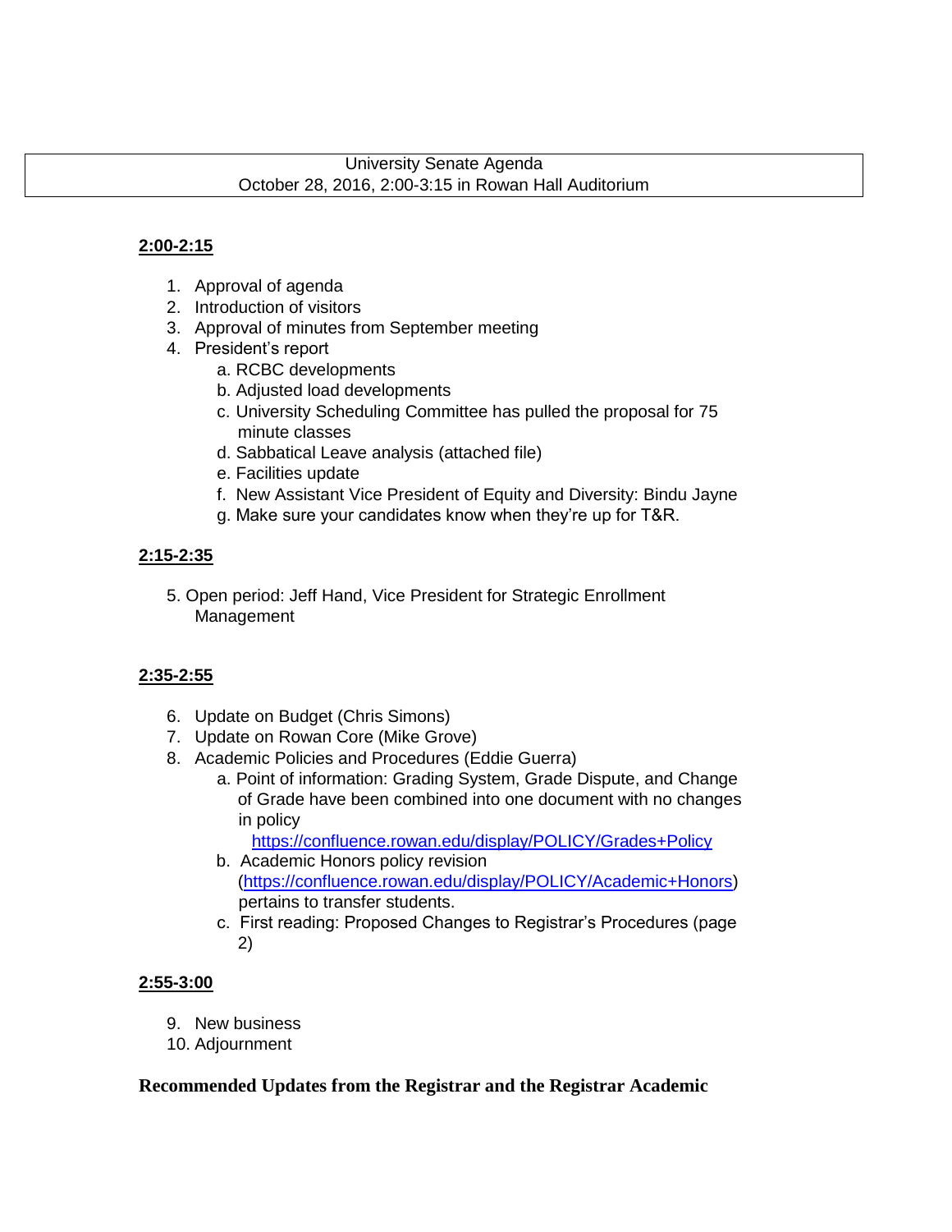University Senate Agenda
October 28, 2016, 2:00-3:15 in Rowan Hall Auditorium

**2:00-2:15**

1. Approval of agenda
2. Introduction of visitors
3. Approval of minutes from September meeting
4. President's report
   a. RCBC developments
   b. Adjusted load developments
   c. University Scheduling Committee has pulled the proposal for 75 minute classes
   d. Sabbatical Leave analysis (attached file)
   e. Facilities update
   f. New Assistant Vice President of Equity and Diversity: Bindu Jayne
   g. Make sure your candidates know when they're up for T&R.

**2:15-2:35**

5. Open period: Jeff Hand, Vice President for Strategic Enrollment Management

**2:35-2:55**

6. Update on Budget (Chris Simons)
7. Update on Rowan Core (Mike Grove)
8. Academic Policies and Procedures (Eddie Guerra)
   a. Point of information: Grading System, Grade Dispute, and Change of Grade have been combined into one document with no changes in policy
      https://confluence.rowan.edu/display/POLICY/Grades+Policy
   b. Academic Honors policy revision (https://confluence.rowan.edu/display/POLICY/Academic+Honors) pertains to transfer students.
   c. First reading: Proposed Changes to Registrar's Procedures (page 2)

**2:55-3:00**

9. New business
10. Adjournment

**Recommended Updates from the Registrar and the Registrar Academic**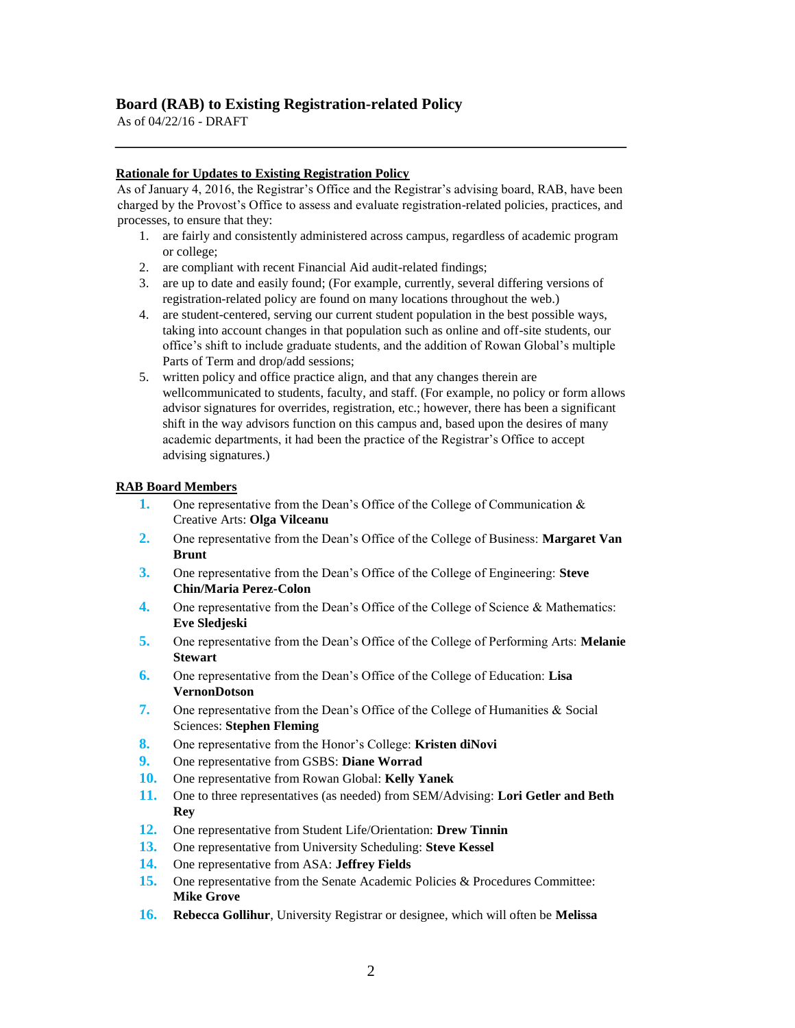## Board (RAB) to Existing Registration-related Policy

As of 04/22/16 - DRAFT

---

**Rationale for Updates to Existing Registration Policy**

As of January 4, 2016, the Registrar's Office and the Registrar's advising board, RAB, have been charged by the Provost's Office to assess and evaluate registration-related policies, practices, and processes, to ensure that they:

1. are fairly and consistently administered across campus, regardless of academic program or college;
2. are compliant with recent Financial Aid audit-related findings;
3. are up to date and easily found; (For example, currently, several differing versions of registration-related policy are found on many locations throughout the web.)
4. are student-centered, serving our current student population in the best possible ways, taking into account changes in that population such as online and off-site students, our office's shift to include graduate students, and the addition of Rowan Global's multiple Parts of Term and drop/add sessions;
5. written policy and office practice align, and that any changes therein are wellcommunicated to students, faculty, and staff. (For example, no policy or form allows advisor signatures for overrides, registration, etc.; however, there has been a significant shift in the way advisors function on this campus and, based upon the desires of many academic departments, it had been the practice of the Registrar's Office to accept advising signatures.)

**RAB Board Members**

1. One representative from the Dean's Office of the College of Communication & Creative Arts: **Olga Vilceanu**
2. One representative from the Dean's Office of the College of Business: **Margaret Van Brunt**
3. One representative from the Dean's Office of the College of Engineering: **Steve Chin/Maria Perez-Colon**
4. One representative from the Dean's Office of the College of Science & Mathematics: **Eve Sledjeski**
5. One representative from the Dean's Office of the College of Performing Arts: **Melanie Stewart**
6. One representative from the Dean's Office of the College of Education: **Lisa VernonDotson**
7. One representative from the Dean's Office of the College of Humanities & Social Sciences: **Stephen Fleming**
8. One representative from the Honor's College: **Kristen diNovi**
9. One representative from GSBS: **Diane Worrad**
10. One representative from Rowan Global: **Kelly Yanek**
11. One to three representatives (as needed) from SEM/Advising: **Lori Getler and Beth Rey**
12. One representative from Student Life/Orientation: **Drew Tinnin**
13. One representative from University Scheduling: **Steve Kessel**
14. One representative from ASA: **Jeffrey Fields**
15. One representative from the Senate Academic Policies & Procedures Committee: **Mike Grove**
16. **Rebecca Gollihur**, University Registrar or designee, which will often be **Melissa**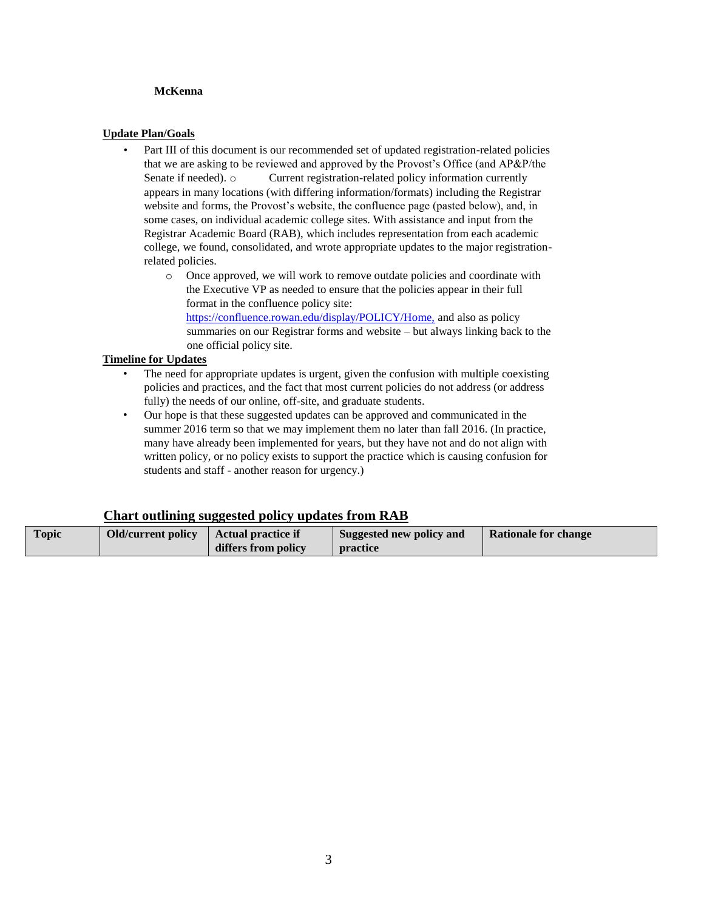**McKenna**

**Update Plan/Goals**

- Part III of this document is our recommended set of updated registration-related policies that we are asking to be reviewed and approved by the Provost's Office (and AP&P/the Senate if needed). ○ Current registration-related policy information currently appears in many locations (with differing information/formats) including the Registrar website and forms, the Provost's website, the confluence page (pasted below), and, in some cases, on individual academic college sites. With assistance and input from the Registrar Academic Board (RAB), which includes representation from each academic college, we found, consolidated, and wrote appropriate updates to the major registration-related policies.
    - Once approved, we will work to remove outdate policies and coordinate with the Executive VP as needed to ensure that the policies appear in their full format in the confluence policy site: [https://confluence.rowan.edu/display/POLICY/Home,](https://confluence.rowan.edu/display/POLICY/Home) and also as policy summaries on our Registrar forms and website – but always linking back to the one official policy site.

**Timeline for Updates**

- The need for appropriate updates is urgent, given the confusion with multiple coexisting policies and practices, and the fact that most current policies do not address (or address fully) the needs of our online, off-site, and graduate students.
- Our hope is that these suggested updates can be approved and communicated in the summer 2016 term so that we may implement them no later than fall 2016. (In practice, many have already been implemented for years, but they have not and do not align with written policy, or no policy exists to support the practice which is causing confusion for students and staff - another reason for urgency.)

## Chart outlining suggested policy updates from RAB

| Topic | Old/current policy | Actual practice if differs from policy | Suggested new policy and practice | Rationale for change |
|---|---|---|---|---|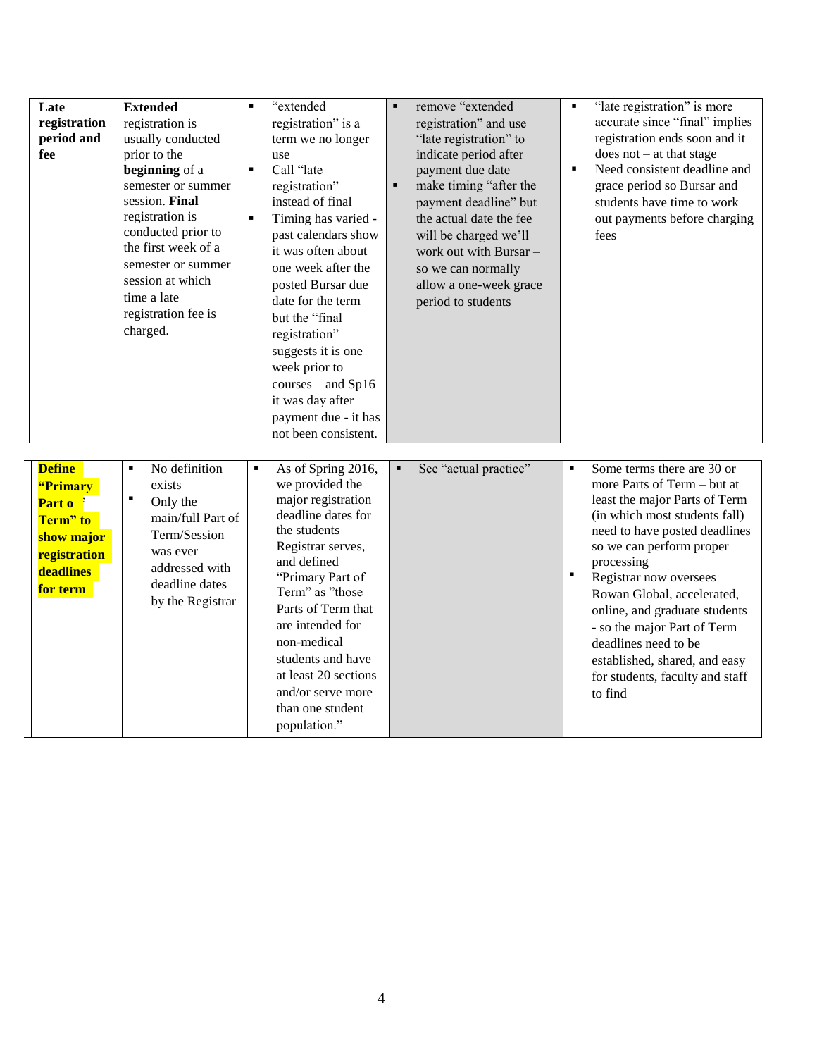| | | | | |
|---|---|---|---|---|
| **Late registration period and fee** | **Extended** registration is usually conducted prior to the **beginning** of a semester or summer session. **Final** registration is conducted prior to the first week of a semester or summer session at which time a late registration fee is charged. | ▪ "extended registration" is a term we no longer use<br>▪ Call "late registration" instead of final<br>▪ Timing has varied - past calendars show it was often about one week after the posted Bursar due date for the term – but the "final registration" suggests it is one week prior to courses – and Sp16 it was day after payment due - it has not been consistent. | ▪ remove "extended registration" and use "late registration" to indicate period after payment due date<br>▪ make timing "after the payment deadline" but the actual date the fee will be charged we'll work out with Bursar – so we can normally allow a one-week grace period to students | ▪ "late registration" is more accurate since "final" implies registration ends soon and it does not – at that stage<br>▪ Need consistent deadline and grace period so Bursar and students have time to work out payments before charging fees |
| **Define "Primary Part of Term" to show major registration deadlines for term** | ▪ No definition exists<br>▪ Only the main/full Part of Term/Session was ever addressed with deadline dates by the Registrar | ▪ As of Spring 2016, we provided the major registration deadline dates for the students Registrar serves, and defined "Primary Part of Term" as "those Parts of Term that are intended for non-medical students and have at least 20 sections and/or serve more than one student population." | ▪ See "actual practice" | ▪ Some terms there are 30 or more Parts of Term – but at least the major Parts of Term (in which most students fall) need to have posted deadlines so we can perform proper processing<br>▪ Registrar now oversees Rowan Global, accelerated, online, and graduate students - so the major Part of Term deadlines need to be established, shared, and easy for students, faculty and staff to find |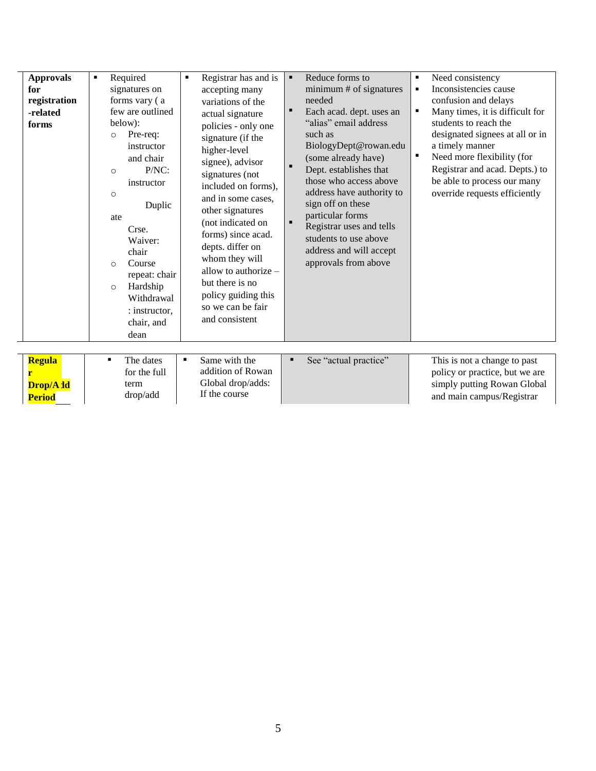| | | | | |
|---|---|---|---|---|
| **Approvals for registration-related forms** | ▪ Required signatures on forms vary ( a few are outlined below):<br>○ Pre-req: instructor and chair<br>○ P/NC: instructor<br>○ Duplicate Crse. Waiver: chair<br>○ Course repeat: chair<br>○ Hardship Withdrawal: instructor, chair, and dean | ▪ Registrar has and is accepting many variations of the actual signature policies - only one signature (if the higher-level signee), advisor signatures (not included on forms), and in some cases, other signatures (not indicated on forms) since acad. depts. differ on whom they will allow to authorize – but there is no policy guiding this so we can be fair and consistent | ▪ Reduce forms to minimum # of signatures needed<br>▪ Each acad. dept. uses an "alias" email address such as BiologyDept@rowan.edu (some already have)<br>▪ Dept. establishes that those who access above address have authority to sign off on these particular forms<br>▪ Registrar uses and tells students to use above address and will accept approvals from above | ▪ Need consistency<br>▪ Inconsistencies cause confusion and delays<br>▪ Many times, it is difficult for students to reach the designated signees at all or in a timely manner<br>▪ Need more flexibility (for Registrar and acad. Depts.) to be able to process our many override requests efficiently |
| **Regular Drop/Add Period** | ▪ The dates for the full term drop/add | ▪ Same with the addition of Rowan Global drop/adds: If the course | ▪ See "actual practice" | This is not a change to past policy or practice, but we are simply putting Rowan Global and main campus/Registrar |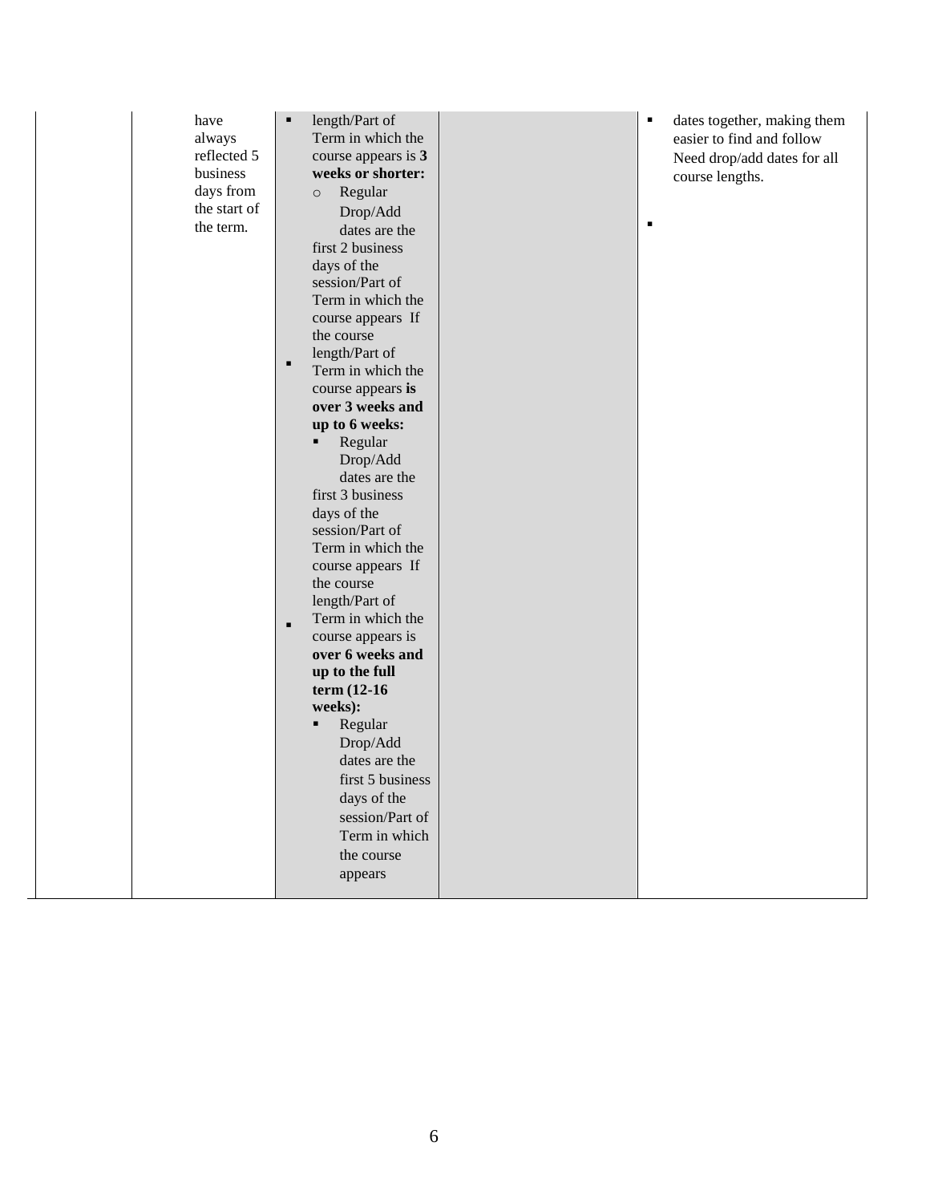| | | | | |
|---|---|---|---|---|
| | have always reflected 5 business days from the start of the term. | ▪ length/Part of Term in which the course appears is **3 weeks or shorter:**<br>○ Regular Drop/Add dates are the first 2 business days of the session/Part of Term in which the course appears If the course length/Part of<br>▪ Term in which the course appears **is over 3 weeks and up to 6 weeks:**<br>▪ Regular Drop/Add dates are the first 3 business days of the session/Part of Term in which the course appears If the course length/Part of<br>▪ Term in which the course appears is **over 6 weeks and up to the full term (12-16 weeks):**<br>▪ Regular Drop/Add dates are the first 5 business days of the session/Part of Term in which the course appears | | ▪ dates together, making them easier to find and follow Need drop/add dates for all course lengths.<br>▪ |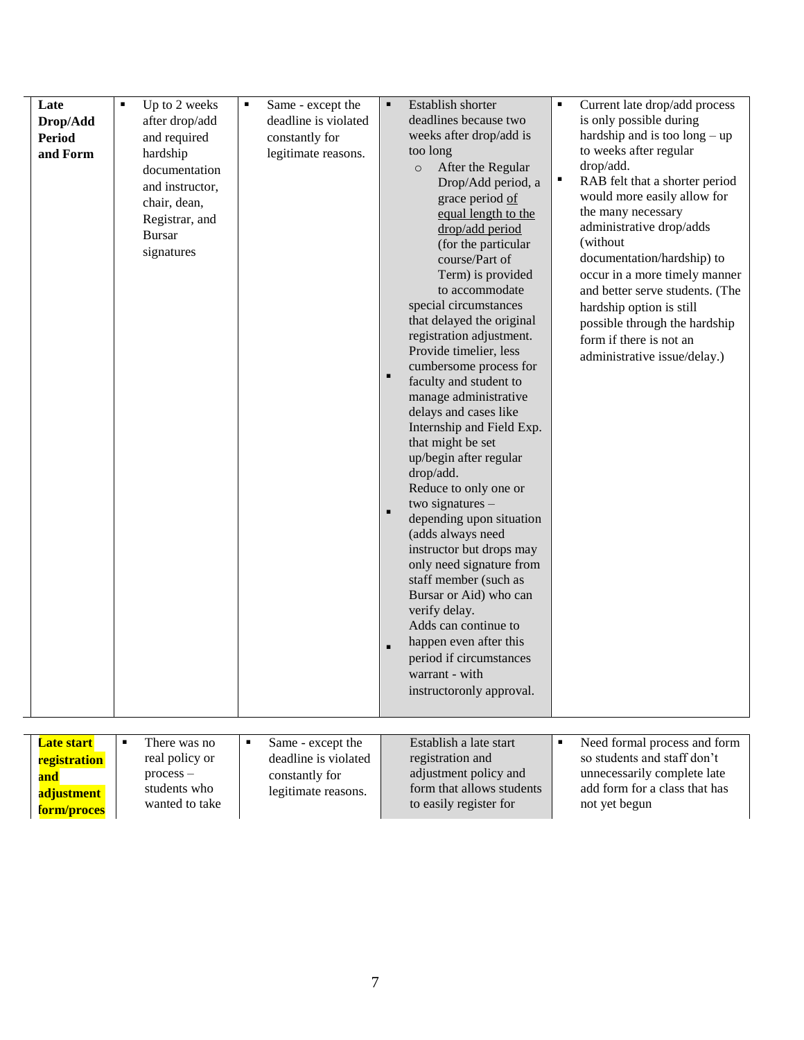| | | | | |
|---|---|---|---|---|
| **Late Drop/Add Period and Form** | ▪ Up to 2 weeks after drop/add and required hardship documentation and instructor, chair, dean, Registrar, and Bursar signatures | ▪ Same - except the deadline is violated constantly for legitimate reasons. | ▪ Establish shorter deadlines because two weeks after drop/add is too long<br>○ After the Regular Drop/Add period, a grace period <u>of equal length to the drop/add period</u> (for the particular course/Part of Term) is provided to accommodate special circumstances that delayed the original registration adjustment.<br>▪ Provide timelier, less cumbersome process for faculty and student to manage administrative delays and cases like Internship and Field Exp. that might be set up/begin after regular drop/add.<br>▪ Reduce to only one or two signatures – depending upon situation (adds always need instructor but drops may only need signature from staff member (such as Bursar or Aid) who can verify delay.<br>▪ Adds can continue to happen even after this period if circumstances warrant - with instructoronly approval. | ▪ Current late drop/add process is only possible during hardship and is too long – up to weeks after regular drop/add.<br>▪ RAB felt that a shorter period would more easily allow for the many necessary administrative drop/adds (without documentation/hardship) to occur in a more timely manner and better serve students. (The hardship option is still possible through the hardship form if there is not an administrative issue/delay.) |
| **Late start registration and adjustment form/proces** | ▪ There was no real policy or process – students who wanted to take | ▪ Same - except the deadline is violated constantly for legitimate reasons. | Establish a late start registration and adjustment policy and form that allows students to easily register for | ▪ Need formal process and form so students and staff don't unnecessarily complete late add form for a class that has not yet begun |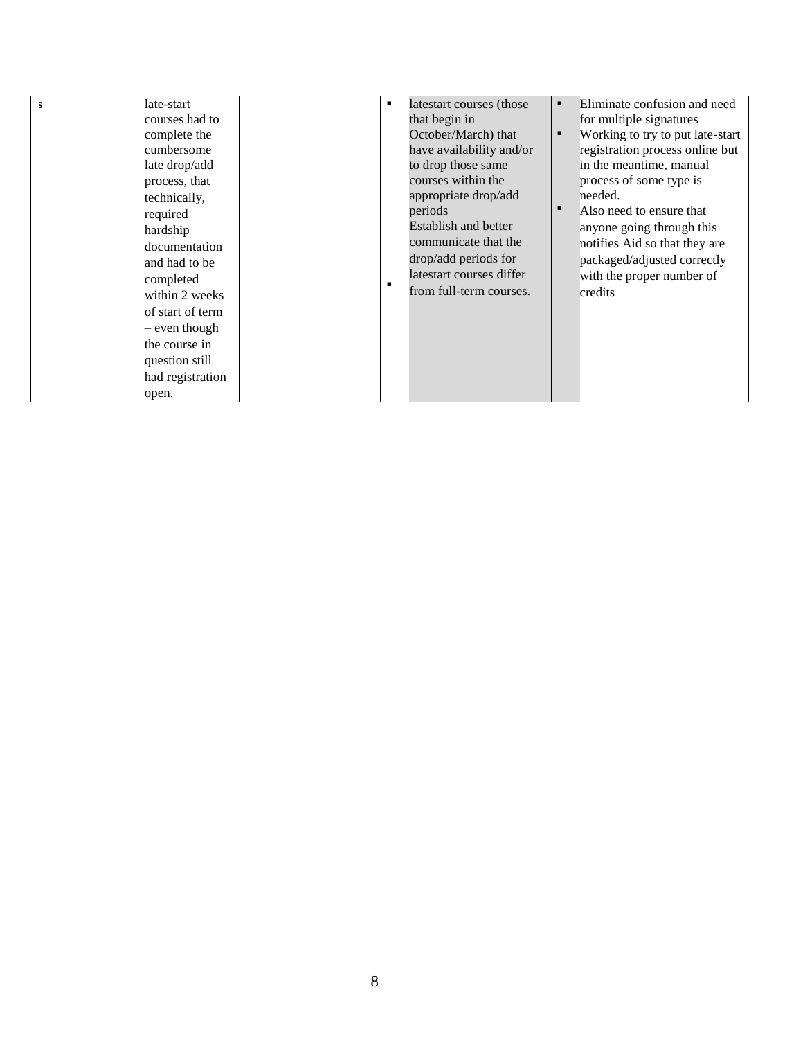| | | | | |
|---|---|---|---|---|
| s | late-start courses had to complete the cumbersome late drop/add process, that technically, required hardship documentation and had to be completed within 2 weeks of start of term – even though the course in question still had registration open. | | ▪ latestart courses (those that begin in October/March) that have availability and/or to drop those same courses within the appropriate drop/add periods<br>▪ Establish and better communicate that the drop/add periods for latestart courses differ from full-term courses. | ▪ Eliminate confusion and need for multiple signatures<br>▪ Working to try to put late-start registration process online but in the meantime, manual process of some type is needed.<br>▪ Also need to ensure that anyone going through this notifies Aid so that they are packaged/adjusted correctly with the proper number of credits |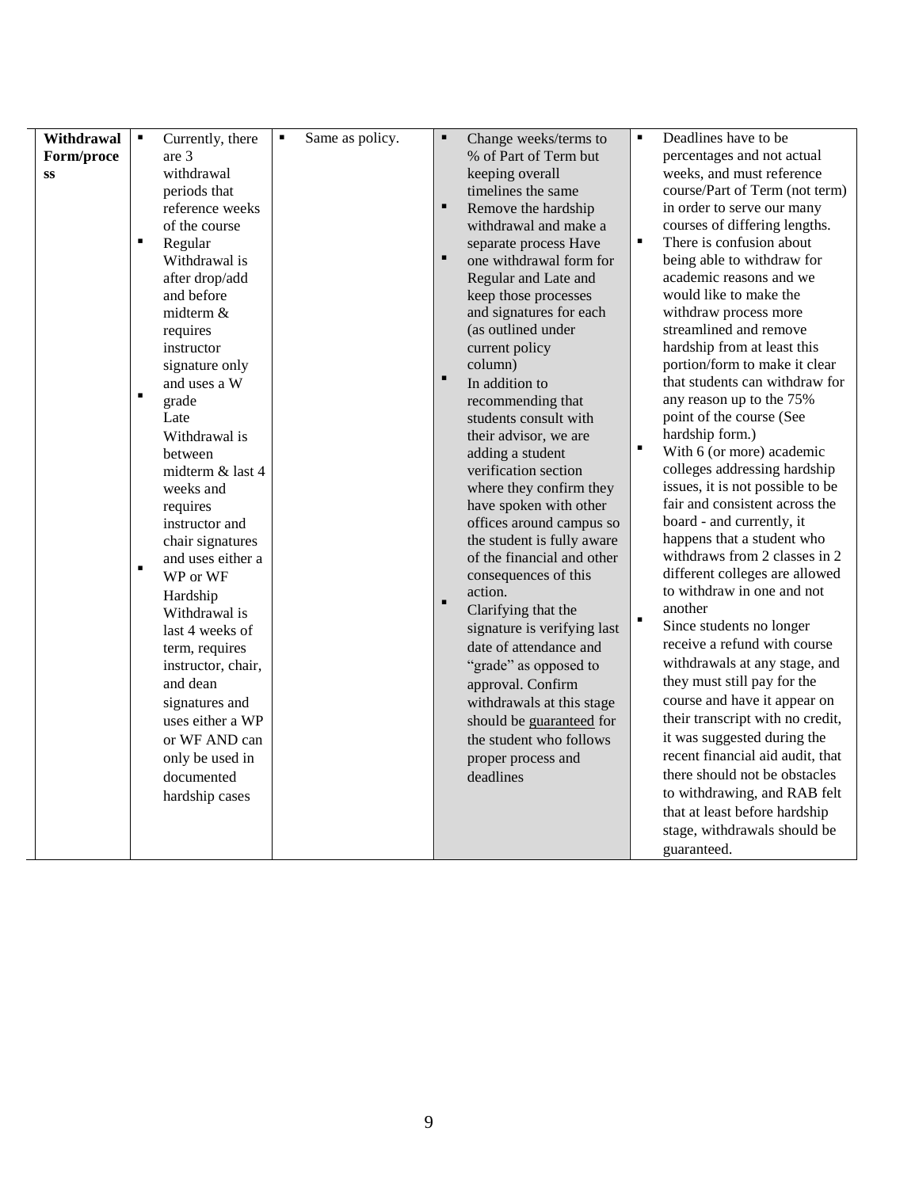| | | | | |
|---|---|---|---|---|
| **Withdrawal Form/process** | ▪ Currently, there are 3 withdrawal periods that reference weeks of the course<br>▪ Regular Withdrawal is after drop/add and before midterm & requires instructor signature only and uses a W grade<br>▪ Late Withdrawal is between midterm & last 4 weeks and requires instructor and chair signatures and uses either a WP or WF<br>▪ Hardship Withdrawal is last 4 weeks of term, requires instructor, chair, and dean signatures and uses either a WP or WF AND can only be used in documented hardship cases | ▪ Same as policy. | ▪ Change weeks/terms to % of Part of Term but keeping overall timelines the same<br>▪ Remove the hardship withdrawal and make a separate process Have<br>▪ one withdrawal form for Regular and Late and keep those processes and signatures for each (as outlined under current policy column)<br>▪ In addition to recommending that students consult with their advisor, we are adding a student verification section where they confirm they have spoken with other offices around campus so the student is fully aware of the financial and other consequences of this action.<br>▪ Clarifying that the signature is verifying last date of attendance and "grade" as opposed to approval. Confirm withdrawals at this stage should be guaranteed for the student who follows proper process and deadlines | ▪ Deadlines have to be percentages and not actual weeks, and must reference course/Part of Term (not term) in order to serve our many courses of differing lengths.<br>▪ There is confusion about being able to withdraw for academic reasons and we would like to make the withdraw process more streamlined and remove hardship from at least this portion/form to make it clear that students can withdraw for any reason up to the 75% point of the course (See hardship form.)<br>▪ With 6 (or more) academic colleges addressing hardship issues, it is not possible to be fair and consistent across the board - and currently, it happens that a student who withdraws from 2 classes in 2 different colleges are allowed to withdraw in one and not another<br>▪ Since students no longer receive a refund with course withdrawals at any stage, and they must still pay for the course and have it appear on their transcript with no credit, it was suggested during the recent financial aid audit, that there should not be obstacles to withdrawing, and RAB felt that at least before hardship stage, withdrawals should be guaranteed. |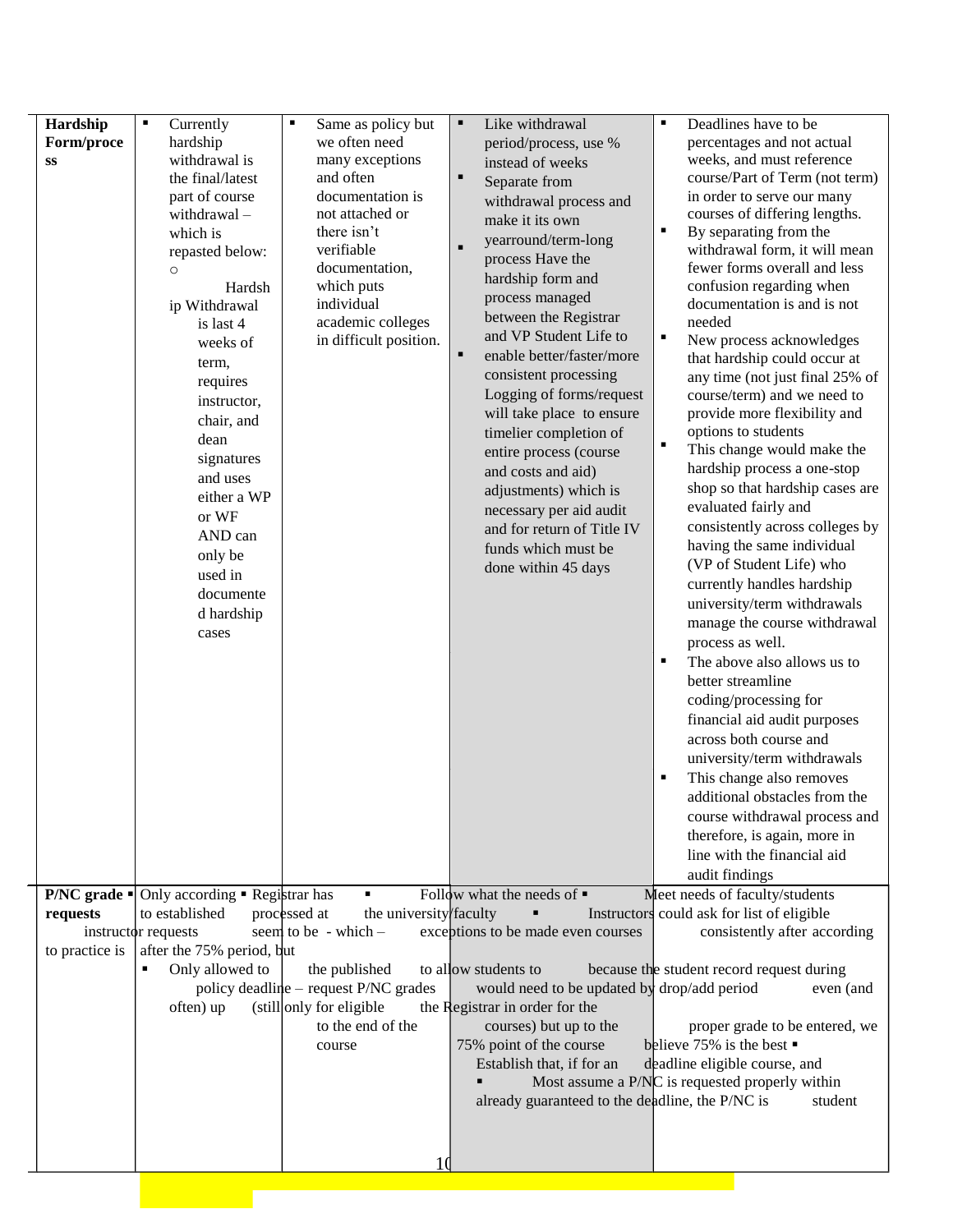| | | | | |
|---|---|---|---|---|
| **Hardship Form/process** | ▪ Currently hardship withdrawal is the final/latest part of course withdrawal – which is repasted below: ○ Hardship Withdrawal is last 4 weeks of term, requires instructor, chair, and dean signatures and uses either a WP or WF AND can only be used in documented hardship cases | ▪ Same as policy but we often need many exceptions and often documentation is not attached or there isn't verifiable documentation, which puts individual academic colleges in difficult position. | ▪ Like withdrawal period/process, use % instead of weeks ▪ Separate from withdrawal process and make it its own yearround/term-long process ▪ Have the hardship form and process managed between the Registrar and VP Student Life to enable better/faster/more consistent processing ▪ Logging of forms/request will take place to ensure timelier completion of entire process (course and costs and aid) adjustments) which is necessary per aid audit and for return of Title IV funds which must be done within 45 days | ▪ Deadlines have to be percentages and not actual weeks, and must reference course/Part of Term (not term) in order to serve our many courses of differing lengths. ▪ By separating from the withdrawal form, it will mean fewer forms overall and less confusion regarding when documentation is and is not needed ▪ New process acknowledges that hardship could occur at any time (not just final 25% of course/term) and we need to provide more flexibility and options to students ▪ This change would make the hardship process a one-stop shop so that hardship cases are evaluated fairly and consistently across colleges by having the same individual (VP of Student Life) who currently handles hardship university/term withdrawals manage the course withdrawal process as well. ▪ The above also allows us to better streamline coding/processing for financial aid audit purposes across both course and university/term withdrawals ▪ This change also removes additional obstacles from the course withdrawal process and therefore, is again, more in line with the financial aid audit findings |
| **P/NC grade requests** | ▪ Only according to established instructor requests to practice is after the 75% period, but ▪ Only allowed to policy deadline – request P/NC grades often) up | ▪ Registrar has processed at seem to be - which – the published (still only for eligible to the end of the course | ▪ Follow what the needs of the university/faculty exceptions to be made even courses to allow students to would need to be updated by the Registrar in order for the courses) but up to the 75% point of the course ▪ Establish that, if for an already guaranteed to the deadline, the P/NC is | ▪ Meet needs of faculty/students ▪ Instructors could ask for list of eligible consistently after according because the student record request during drop/add period even (and proper grade to be entered, we believe 75% is the best ▪ deadline eligible course, and ▪ Most assume a P/NC is requested properly within student |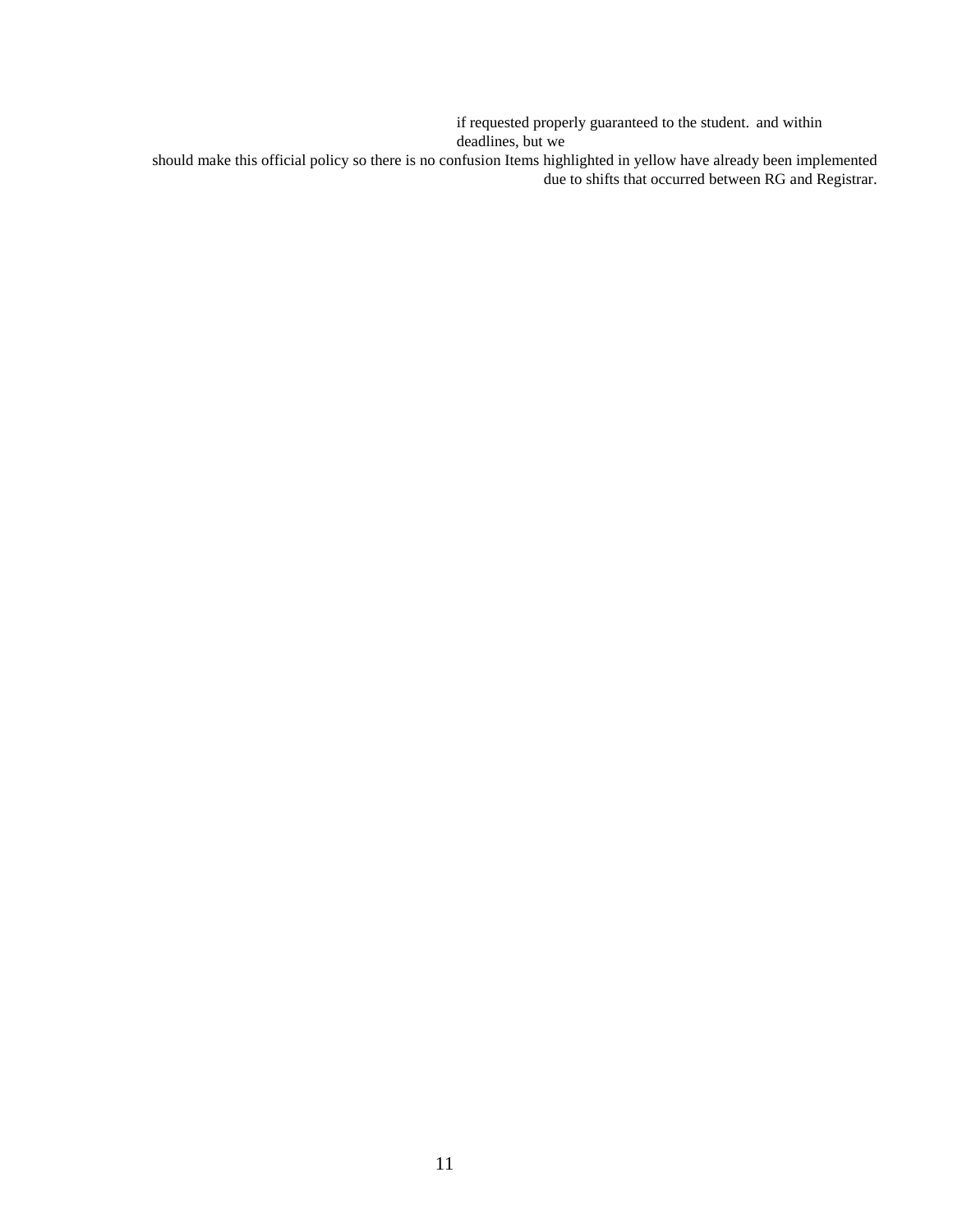if requested properly guaranteed to the student. and within deadlines, but we should make this official policy so there is no confusion Items highlighted in yellow have already been implemented due to shifts that occurred between RG and Registrar.